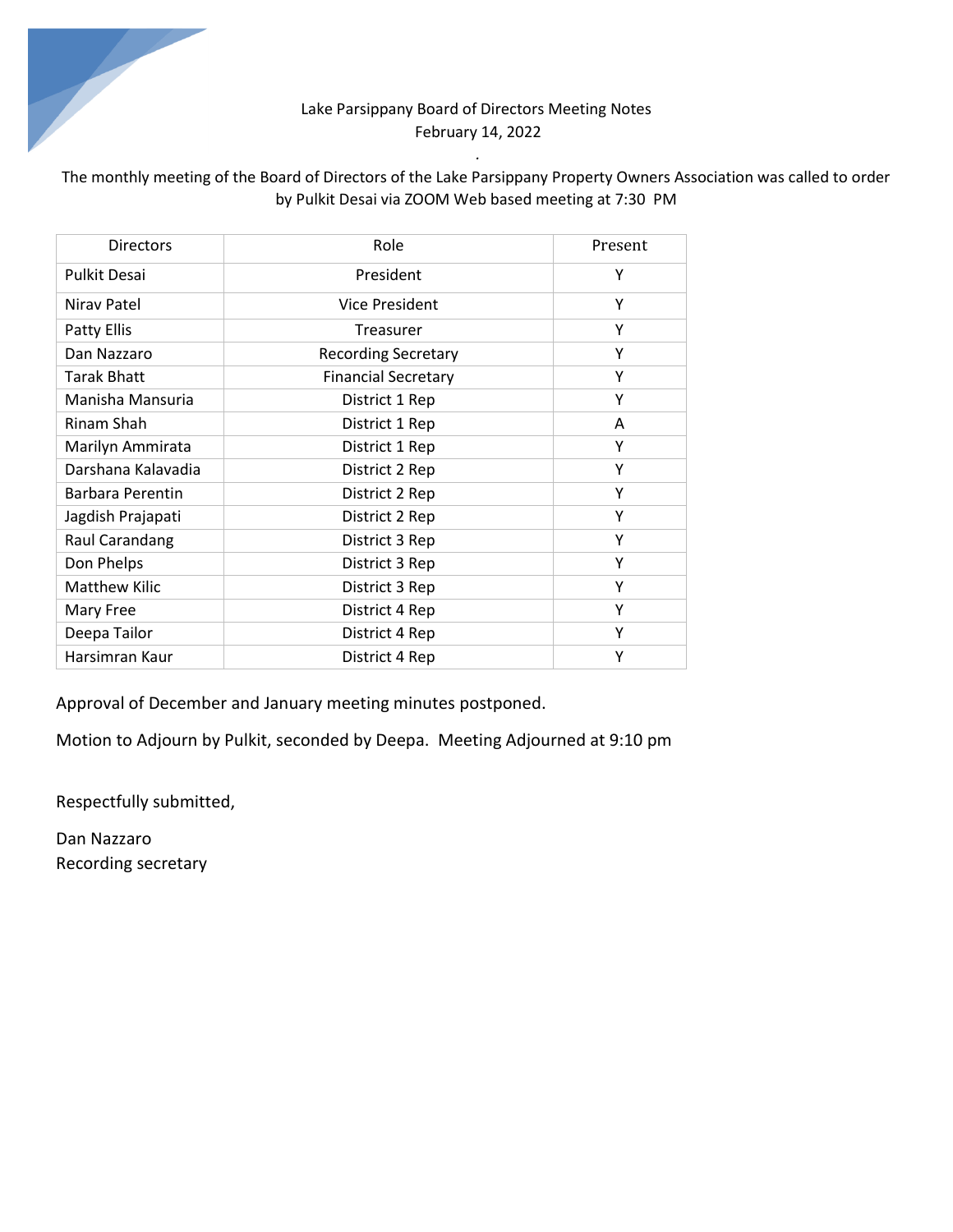Lake Parsippany Board of Directors Meeting Notes
February 14, 2022

The monthly meeting of the Board of Directors of the Lake Parsippany Property Owners Association was called to order by Pulkit Desai via ZOOM Web based meeting at 7:30 PM

| Directors | Role | Present |
|---|---|---|
| Pulkit Desai | President | Y |
| Nirav Patel | Vice President | Y |
| Patty Ellis | Treasurer | Y |
| Dan Nazzaro | Recording Secretary | Y |
| Tarak Bhatt | Financial Secretary | Y |
| Manisha Mansuria | District 1 Rep | Y |
| Rinam Shah | District 1 Rep | A |
| Marilyn Ammirata | District 1 Rep | Y |
| Darshana Kalavadia | District 2 Rep | Y |
| Barbara Perentin | District 2 Rep | Y |
| Jagdish Prajapati | District 2 Rep | Y |
| Raul Carandang | District 3 Rep | Y |
| Don Phelps | District 3 Rep | Y |
| Matthew Kilic | District 3 Rep | Y |
| Mary Free | District 4 Rep | Y |
| Deepa Tailor | District 4 Rep | Y |
| Harsimran Kaur | District 4 Rep | Y |

Approval of December and January meeting minutes postponed.

Motion to Adjourn by Pulkit, seconded by Deepa. Meeting Adjourned at 9:10 pm

Respectfully submitted,

Dan Nazzaro
Recording secretary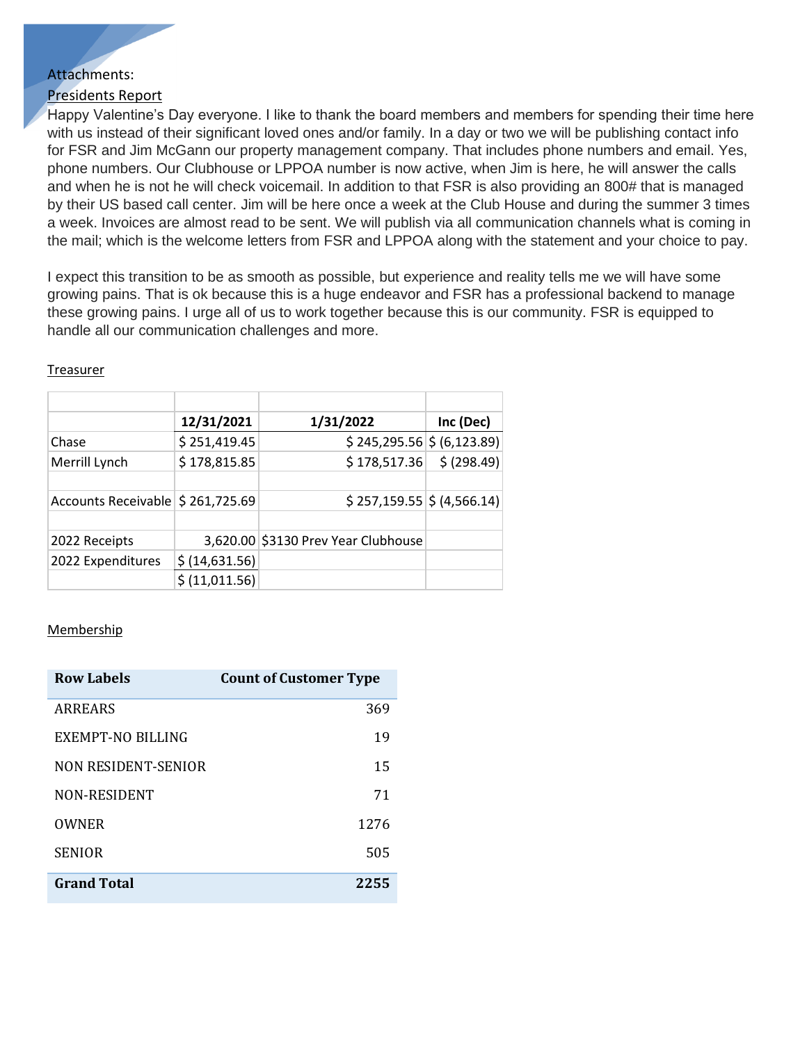Attachments:

Presidents Report

Happy Valentine's Day everyone. I like to thank the board members and members for spending their time here with us instead of their significant loved ones and/or family. In a day or two we will be publishing contact info for FSR and Jim McGann our property management company. That includes phone numbers and email. Yes, phone numbers. Our Clubhouse or LPPOA number is now active, when Jim is here, he will answer the calls and when he is not he will check voicemail. In addition to that FSR is also providing an 800# that is managed by their US based call center. Jim will be here once a week at the Club House and during the summer 3 times a week. Invoices are almost read to be sent. We will publish via all communication channels what is coming in the mail; which is the welcome letters from FSR and LPPOA along with the statement and your choice to pay.

I expect this transition to be as smooth as possible, but experience and reality tells me we will have some growing pains. That is ok because this is a huge endeavor and FSR has a professional backend to manage these growing pains. I urge all of us to work together because this is our community. FSR is equipped to handle all our communication challenges and more.

Treasurer

| | 12/31/2021 | 1/31/2022 | Inc (Dec) |
|---|---|---|---|
| Chase | $ 251,419.45 | $ 245,295.56 | $ (6,123.89) |
| Merrill Lynch | $ 178,815.85 | $ 178,517.36 | $ (298.49) |
| | | | |
| Accounts Receivable | $ 261,725.69 | $ 257,159.55 | $ (4,566.14) |
| | | | |
| 2022 Receipts | 3,620.00 | $3130 Prev Year Clubhouse | |
| 2022 Expenditures | $ (14,631.56) | | |
| | $ (11,011.56) | | |

Membership

| Row Labels | Count of Customer Type |
|---|---|
| ARREARS | 369 |
| EXEMPT-NO BILLING | 19 |
| NON RESIDENT-SENIOR | 15 |
| NON-RESIDENT | 71 |
| OWNER | 1276 |
| SENIOR | 505 |
| **Grand Total** | **2255** |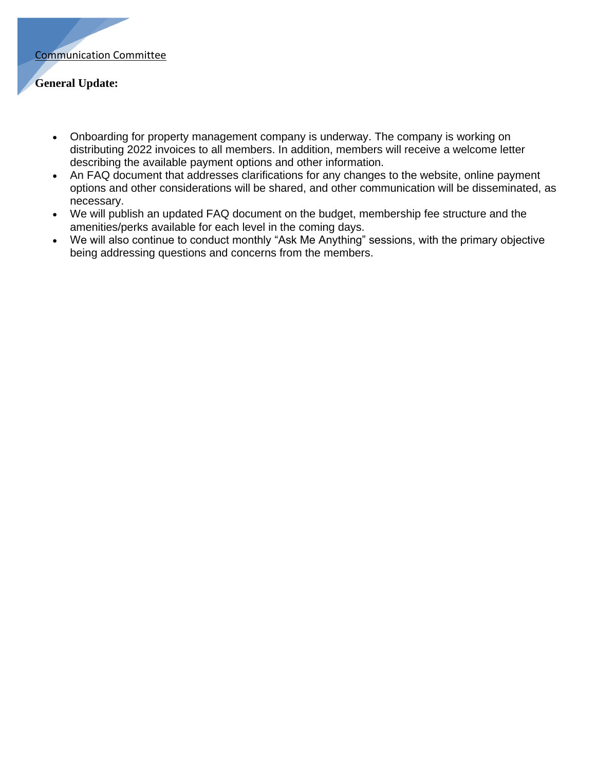## Communication Committee

**General Update:**

- Onboarding for property management company is underway. The company is working on distributing 2022 invoices to all members. In addition, members will receive a welcome letter describing the available payment options and other information.
- An FAQ document that addresses clarifications for any changes to the website, online payment options and other considerations will be shared, and other communication will be disseminated, as necessary.
- We will publish an updated FAQ document on the budget, membership fee structure and the amenities/perks available for each level in the coming days.
- We will also continue to conduct monthly "Ask Me Anything" sessions, with the primary objective being addressing questions and concerns from the members.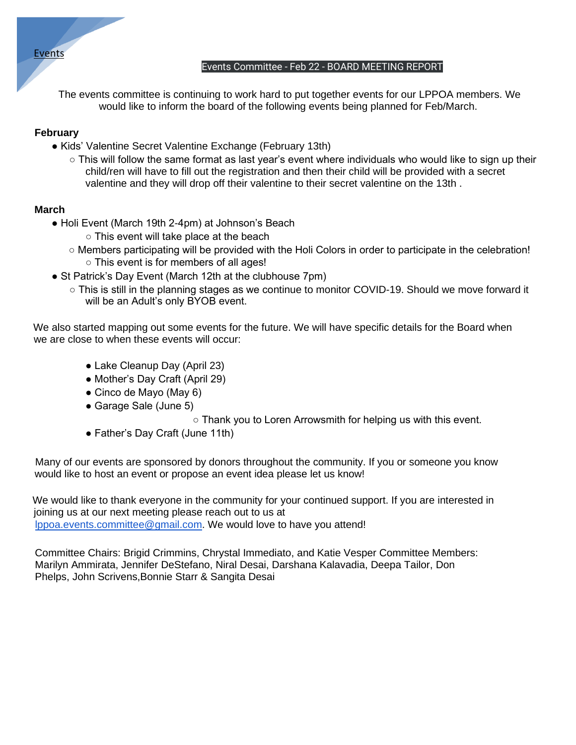Events

## Events Committee - Feb 22 - BOARD MEETING REPORT

The events committee is continuing to work hard to put together events for our LPPOA members. We would like to inform the board of the following events being planned for Feb/March.

**February**

- Kids' Valentine Secret Valentine Exchange (February 13th)
  - This will follow the same format as last year's event where individuals who would like to sign up their child/ren will have to fill out the registration and then their child will be provided with a secret valentine and they will drop off their valentine to their secret valentine on the 13th .

**March**

- Holi Event (March 19th 2-4pm) at Johnson's Beach
  - This event will take place at the beach
  - Members participating will be provided with the Holi Colors in order to participate in the celebration!
  - This event is for members of all ages!
- St Patrick's Day Event (March 12th at the clubhouse 7pm)
  - This is still in the planning stages as we continue to monitor COVID-19. Should we move forward it will be an Adult's only BYOB event.

We also started mapping out some events for the future. We will have specific details for the Board when we are close to when these events will occur:

- Lake Cleanup Day (April 23)
- Mother's Day Craft (April 29)
- Cinco de Mayo (May 6)
- Garage Sale (June 5)
  - Thank you to Loren Arrowsmith for helping us with this event.
- Father's Day Craft (June 11th)

Many of our events are sponsored by donors throughout the community. If you or someone you know would like to host an event or propose an event idea please let us know!

We would like to thank everyone in the community for your continued support. If you are interested in joining us at our next meeting please reach out to us at lppoa.events.committee@gmail.com. We would love to have you attend!

Committee Chairs: Brigid Crimmins, Chrystal Immediato, and Katie Vesper Committee Members: Marilyn Ammirata, Jennifer DeStefano, Niral Desai, Darshana Kalavadia, Deepa Tailor, Don Phelps, John Scrivens,Bonnie Starr & Sangita Desai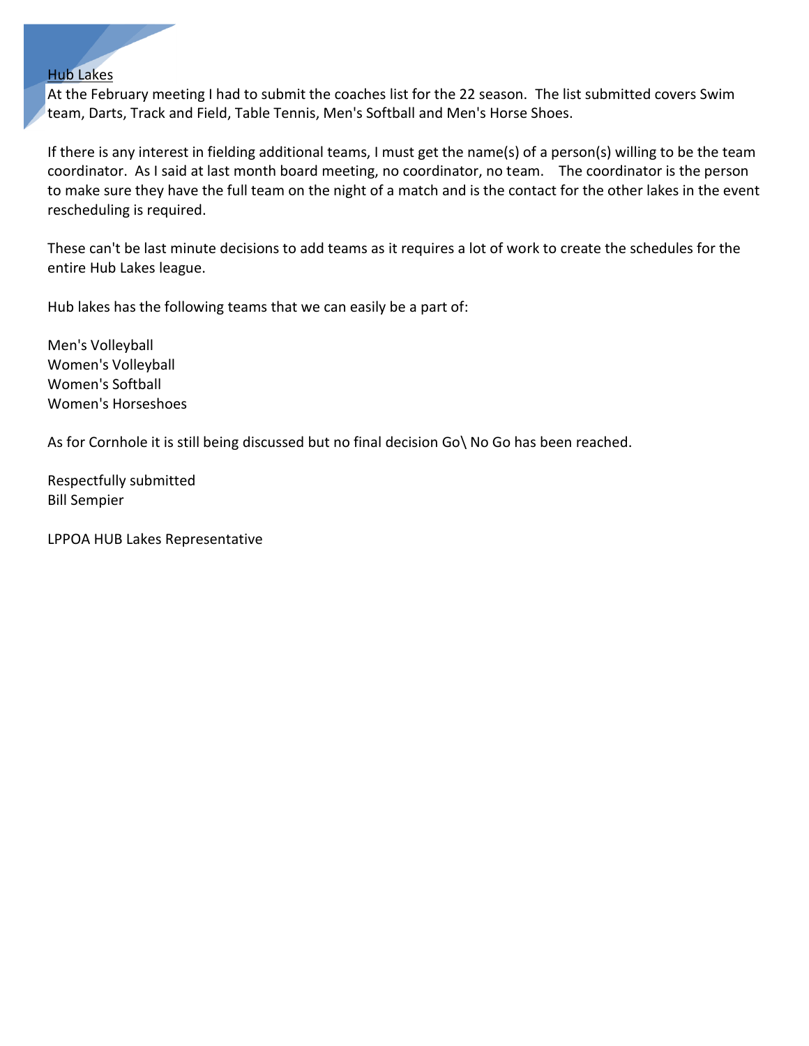<u>Hub Lakes</u>

At the February meeting I had to submit the coaches list for the 22 season. The list submitted covers Swim team, Darts, Track and Field, Table Tennis, Men's Softball and Men's Horse Shoes.

If there is any interest in fielding additional teams, I must get the name(s) of a person(s) willing to be the team coordinator. As I said at last month board meeting, no coordinator, no team. The coordinator is the person to make sure they have the full team on the night of a match and is the contact for the other lakes in the event rescheduling is required.

These can't be last minute decisions to add teams as it requires a lot of work to create the schedules for the entire Hub Lakes league.

Hub lakes has the following teams that we can easily be a part of:

Men's Volleyball
Women's Volleyball
Women's Softball
Women's Horseshoes

As for Cornhole it is still being discussed but no final decision Go\ No Go has been reached.

Respectfully submitted
Bill Sempier

LPPOA HUB Lakes Representative